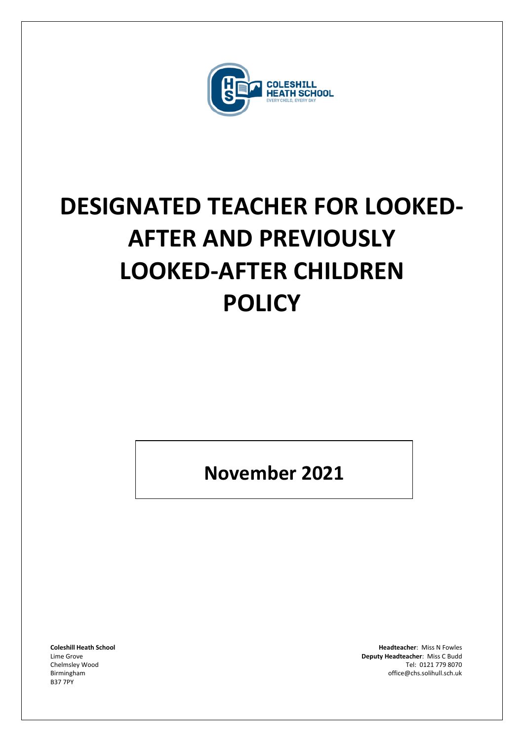COLESHILL HEATH SCHOOL
EVERY CHILD, EVERY DAY

# DESIGNATED TEACHER FOR LOOKED-AFTER AND PREVIOUSLY LOOKED-AFTER CHILDREN POLICY

**November 2021**

**Coleshill Heath School**
Lime Grove
Chelmsley Wood
Birmingham
B37 7PY

**Headteacher**: Miss N Fowles
**Deputy Headteacher**: Miss C Budd
Tel: 0121 779 8070
office@chs.solihull.sch.uk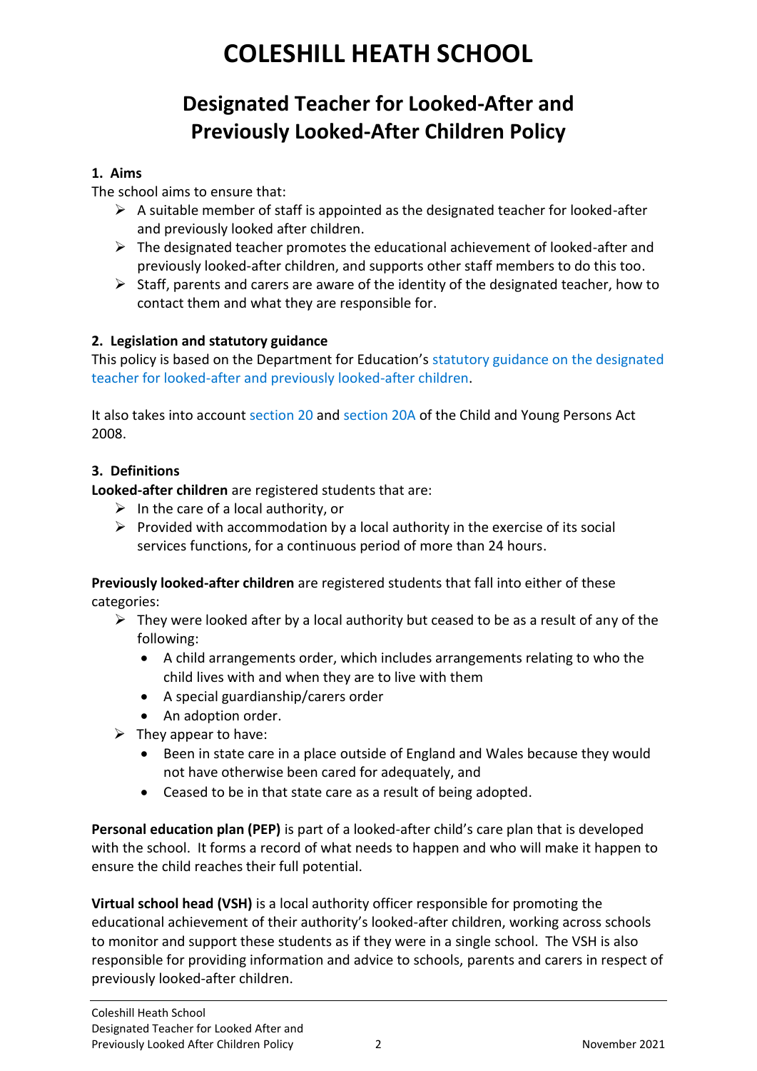# COLESHILL HEATH SCHOOL

## Designated Teacher for Looked-After and Previously Looked-After Children Policy

### 1. Aims

The school aims to ensure that:

- A suitable member of staff is appointed as the designated teacher for looked-after and previously looked after children.
- The designated teacher promotes the educational achievement of looked-after and previously looked-after children, and supports other staff members to do this too.
- Staff, parents and carers are aware of the identity of the designated teacher, how to contact them and what they are responsible for.

### 2. Legislation and statutory guidance

This policy is based on the Department for Education's statutory guidance on the designated teacher for looked-after and previously looked-after children.

It also takes into account section 20 and section 20A of the Child and Young Persons Act 2008.

### 3. Definitions

**Looked-after children** are registered students that are:

- In the care of a local authority, or
- Provided with accommodation by a local authority in the exercise of its social services functions, for a continuous period of more than 24 hours.

**Previously looked-after children** are registered students that fall into either of these categories:

- They were looked after by a local authority but ceased to be as a result of any of the following:
  - A child arrangements order, which includes arrangements relating to who the child lives with and when they are to live with them
  - A special guardianship/carers order
  - An adoption order.
- They appear to have:
  - Been in state care in a place outside of England and Wales because they would not have otherwise been cared for adequately, and
  - Ceased to be in that state care as a result of being adopted.

**Personal education plan (PEP)** is part of a looked-after child's care plan that is developed with the school. It forms a record of what needs to happen and who will make it happen to ensure the child reaches their full potential.

**Virtual school head (VSH)** is a local authority officer responsible for promoting the educational achievement of their authority's looked-after children, working across schools to monitor and support these students as if they were in a single school. The VSH is also responsible for providing information and advice to schools, parents and carers in respect of previously looked-after children.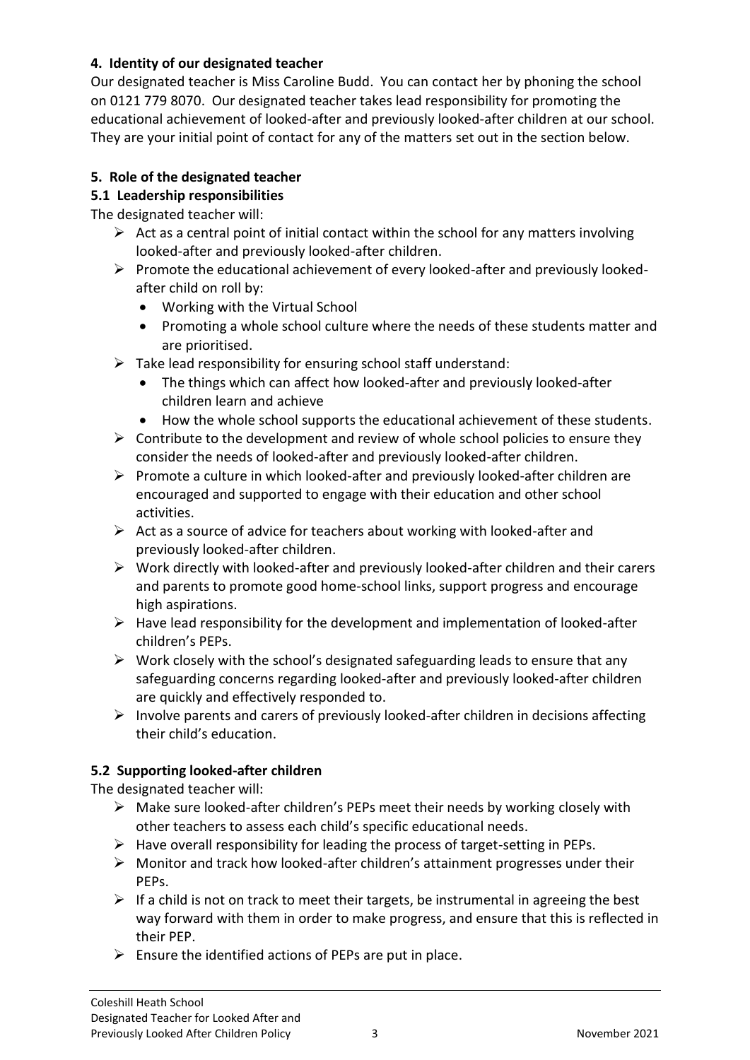## 4. Identity of our designated teacher

Our designated teacher is Miss Caroline Budd. You can contact her by phoning the school on 0121 779 8070. Our designated teacher takes lead responsibility for promoting the educational achievement of looked-after and previously looked-after children at our school. They are your initial point of contact for any of the matters set out in the section below.

## 5. Role of the designated teacher

### 5.1 Leadership responsibilities

The designated teacher will:

- Act as a central point of initial contact within the school for any matters involving looked-after and previously looked-after children.
- Promote the educational achievement of every looked-after and previously looked-after child on roll by:
  - Working with the Virtual School
  - Promoting a whole school culture where the needs of these students matter and are prioritised.
- Take lead responsibility for ensuring school staff understand:
  - The things which can affect how looked-after and previously looked-after children learn and achieve
  - How the whole school supports the educational achievement of these students.
- Contribute to the development and review of whole school policies to ensure they consider the needs of looked-after and previously looked-after children.
- Promote a culture in which looked-after and previously looked-after children are encouraged and supported to engage with their education and other school activities.
- Act as a source of advice for teachers about working with looked-after and previously looked-after children.
- Work directly with looked-after and previously looked-after children and their carers and parents to promote good home-school links, support progress and encourage high aspirations.
- Have lead responsibility for the development and implementation of looked-after children's PEPs.
- Work closely with the school's designated safeguarding leads to ensure that any safeguarding concerns regarding looked-after and previously looked-after children are quickly and effectively responded to.
- Involve parents and carers of previously looked-after children in decisions affecting their child's education.

### 5.2 Supporting looked-after children

The designated teacher will:

- Make sure looked-after children's PEPs meet their needs by working closely with other teachers to assess each child's specific educational needs.
- Have overall responsibility for leading the process of target-setting in PEPs.
- Monitor and track how looked-after children's attainment progresses under their PEPs.
- If a child is not on track to meet their targets, be instrumental in agreeing the best way forward with them in order to make progress, and ensure that this is reflected in their PEP.
- Ensure the identified actions of PEPs are put in place.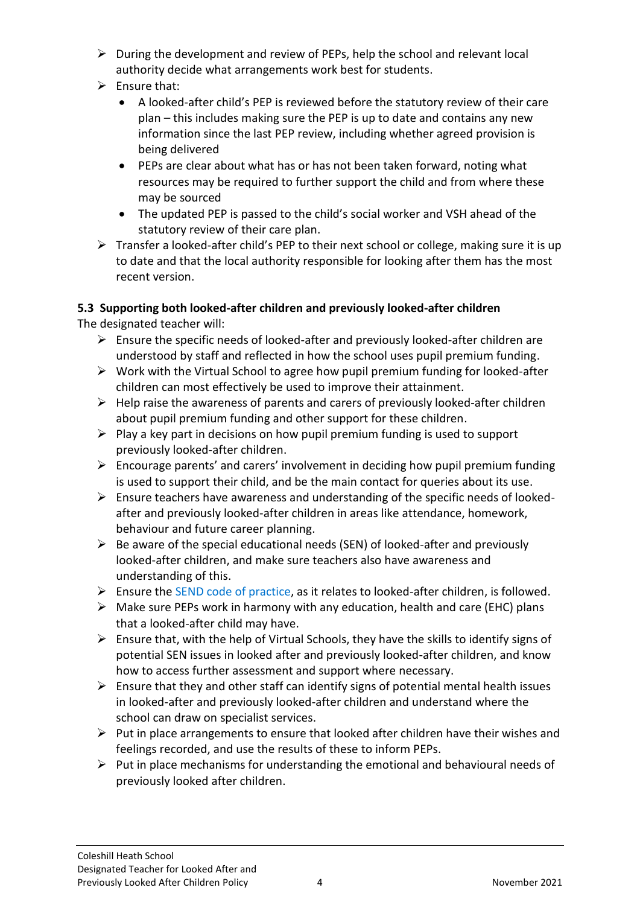- During the development and review of PEPs, help the school and relevant local authority decide what arrangements work best for students.
- Ensure that:
  - A looked-after child's PEP is reviewed before the statutory review of their care plan – this includes making sure the PEP is up to date and contains any new information since the last PEP review, including whether agreed provision is being delivered
  - PEPs are clear about what has or has not been taken forward, noting what resources may be required to further support the child and from where these may be sourced
  - The updated PEP is passed to the child's social worker and VSH ahead of the statutory review of their care plan.
- Transfer a looked-after child's PEP to their next school or college, making sure it is up to date and that the local authority responsible for looking after them has the most recent version.

**5.3 Supporting both looked-after children and previously looked-after children**

The designated teacher will:

- Ensure the specific needs of looked-after and previously looked-after children are understood by staff and reflected in how the school uses pupil premium funding.
- Work with the Virtual School to agree how pupil premium funding for looked-after children can most effectively be used to improve their attainment.
- Help raise the awareness of parents and carers of previously looked-after children about pupil premium funding and other support for these children.
- Play a key part in decisions on how pupil premium funding is used to support previously looked-after children.
- Encourage parents' and carers' involvement in deciding how pupil premium funding is used to support their child, and be the main contact for queries about its use.
- Ensure teachers have awareness and understanding of the specific needs of looked-after and previously looked-after children in areas like attendance, homework, behaviour and future career planning.
- Be aware of the special educational needs (SEN) of looked-after and previously looked-after children, and make sure teachers also have awareness and understanding of this.
- Ensure the SEND code of practice, as it relates to looked-after children, is followed.
- Make sure PEPs work in harmony with any education, health and care (EHC) plans that a looked-after child may have.
- Ensure that, with the help of Virtual Schools, they have the skills to identify signs of potential SEN issues in looked after and previously looked-after children, and know how to access further assessment and support where necessary.
- Ensure that they and other staff can identify signs of potential mental health issues in looked-after and previously looked-after children and understand where the school can draw on specialist services.
- Put in place arrangements to ensure that looked after children have their wishes and feelings recorded, and use the results of these to inform PEPs.
- Put in place mechanisms for understanding the emotional and behavioural needs of previously looked after children.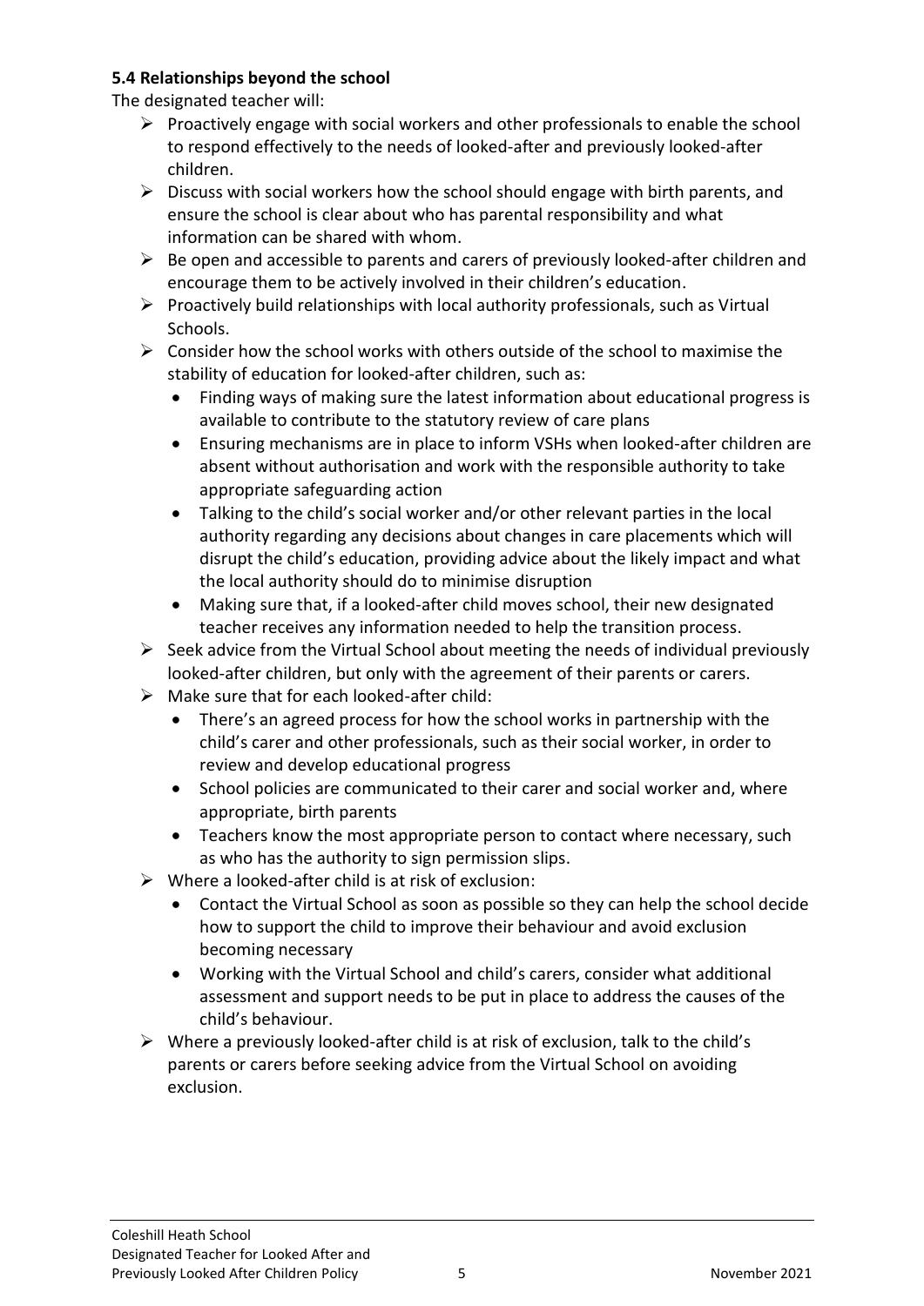**5.4 Relationships beyond the school**

The designated teacher will:

- Proactively engage with social workers and other professionals to enable the school to respond effectively to the needs of looked-after and previously looked-after children.
- Discuss with social workers how the school should engage with birth parents, and ensure the school is clear about who has parental responsibility and what information can be shared with whom.
- Be open and accessible to parents and carers of previously looked-after children and encourage them to be actively involved in their children's education.
- Proactively build relationships with local authority professionals, such as Virtual Schools.
- Consider how the school works with others outside of the school to maximise the stability of education for looked-after children, such as:
  - Finding ways of making sure the latest information about educational progress is available to contribute to the statutory review of care plans
  - Ensuring mechanisms are in place to inform VSHs when looked-after children are absent without authorisation and work with the responsible authority to take appropriate safeguarding action
  - Talking to the child's social worker and/or other relevant parties in the local authority regarding any decisions about changes in care placements which will disrupt the child's education, providing advice about the likely impact and what the local authority should do to minimise disruption
  - Making sure that, if a looked-after child moves school, their new designated teacher receives any information needed to help the transition process.
- Seek advice from the Virtual School about meeting the needs of individual previously looked-after children, but only with the agreement of their parents or carers.
- Make sure that for each looked-after child:
  - There's an agreed process for how the school works in partnership with the child's carer and other professionals, such as their social worker, in order to review and develop educational progress
  - School policies are communicated to their carer and social worker and, where appropriate, birth parents
  - Teachers know the most appropriate person to contact where necessary, such as who has the authority to sign permission slips.
- Where a looked-after child is at risk of exclusion:
  - Contact the Virtual School as soon as possible so they can help the school decide how to support the child to improve their behaviour and avoid exclusion becoming necessary
  - Working with the Virtual School and child's carers, consider what additional assessment and support needs to be put in place to address the causes of the child's behaviour.
- Where a previously looked-after child is at risk of exclusion, talk to the child's parents or carers before seeking advice from the Virtual School on avoiding exclusion.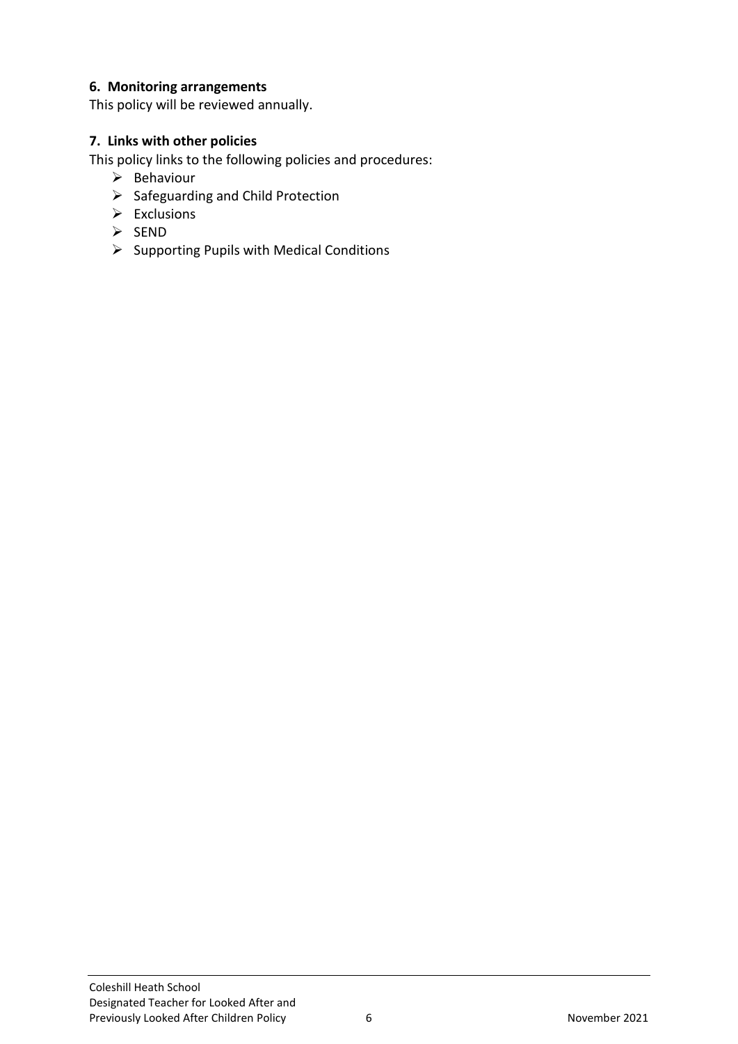### 6. Monitoring arrangements

This policy will be reviewed annually.

### 7. Links with other policies

This policy links to the following policies and procedures:

- Behaviour
- Safeguarding and Child Protection
- Exclusions
- SEND
- Supporting Pupils with Medical Conditions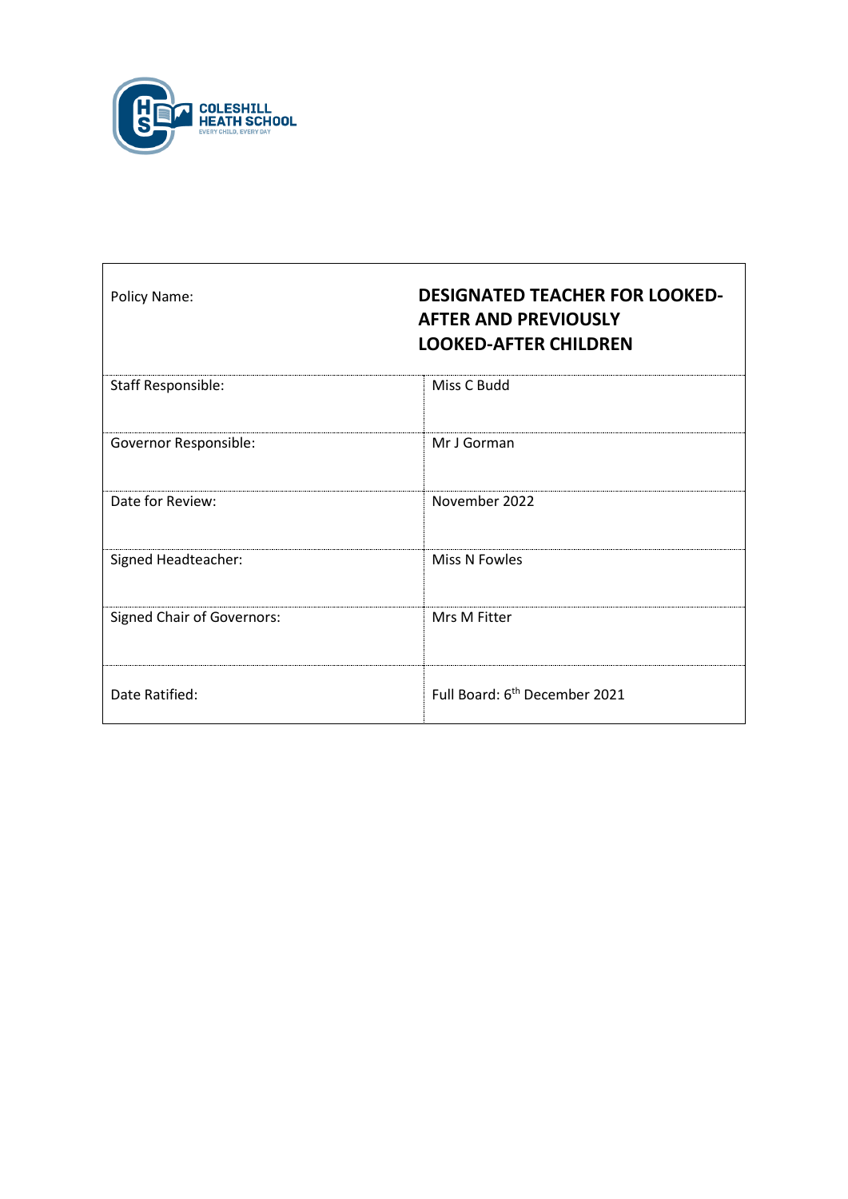COLESHILL HEATH SCHOOL

EVERY CHILD, EVERY DAY

| | |
|---|---|
| Policy Name: | **DESIGNATED TEACHER FOR LOOKED-AFTER AND PREVIOUSLY LOOKED-AFTER CHILDREN** |
| Staff Responsible: | Miss C Budd |
| Governor Responsible: | Mr J Gorman |
| Date for Review: | November 2022 |
| Signed Headteacher: | Miss N Fowles |
| Signed Chair of Governors: | Mrs M Fitter |
| Date Ratified: | Full Board: 6th December 2021 |